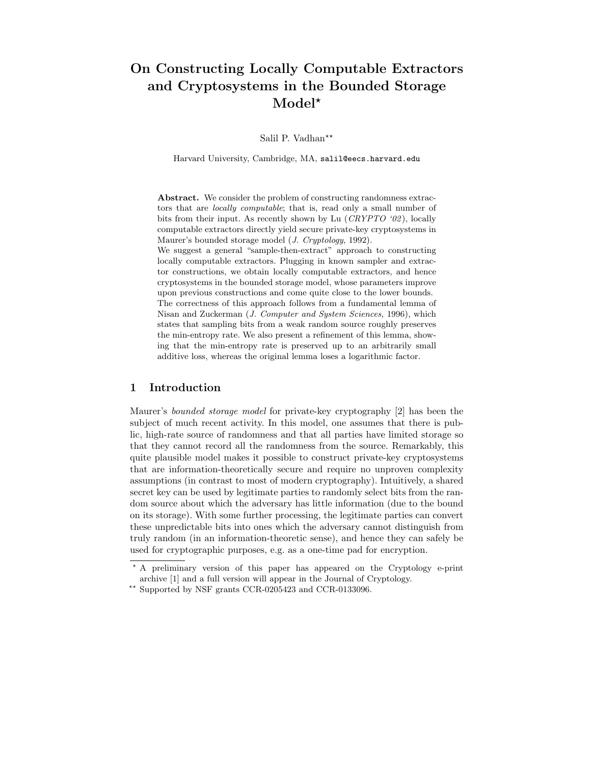# On Constructing Locally Computable Extractors and Cryptosystems in the Bounded Storage Model*

Salil P. Vadhan**

Harvard University, Cambridge, MA, salil@eecs.harvard.edu

**Abstract.** We consider the problem of constructing randomness extractors that are *locally computable*; that is, read only a small number of bits from their input. As recently shown by Lu (*CRYPTO '02*), locally computable extractors directly yield secure private-key cryptosystems in Maurer's bounded storage model (*J. Cryptology*, 1992).

We suggest a general "sample-then-extract" approach to constructing locally computable extractors. Plugging in known sampler and extractor constructions, we obtain locally computable extractors, and hence cryptosystems in the bounded storage model, whose parameters improve upon previous constructions and come quite close to the lower bounds. The correctness of this approach follows from a fundamental lemma of Nisan and Zuckerman (*J. Computer and System Sciences,* 1996), which states that sampling bits from a weak random source roughly preserves the min-entropy rate. We also present a refinement of this lemma, showing that the min-entropy rate is preserved up to an arbitrarily small additive loss, whereas the original lemma loses a logarithmic factor.

## 1 Introduction

Maurer's *bounded storage model* for private-key cryptography [2] has been the subject of much recent activity. In this model, one assumes that there is public, high-rate source of randomness and that all parties have limited storage so that they cannot record all the randomness from the source. Remarkably, this quite plausible model makes it possible to construct private-key cryptosystems that are information-theoretically secure and require no unproven complexity assumptions (in contrast to most of modern cryptography). Intuitively, a shared secret key can be used by legitimate parties to randomly select bits from the random source about which the adversary has little information (due to the bound on its storage). With some further processing, the legitimate parties can convert these unpredictable bits into ones which the adversary cannot distinguish from truly random (in an information-theoretic sense), and hence they can safely be used for cryptographic purposes, e.g. as a one-time pad for encryption.

---

* A preliminary version of this paper has appeared on the Cryptology e-print archive [1] and a full version will appear in the Journal of Cryptology.

** Supported by NSF grants CCR-0205423 and CCR-0133096.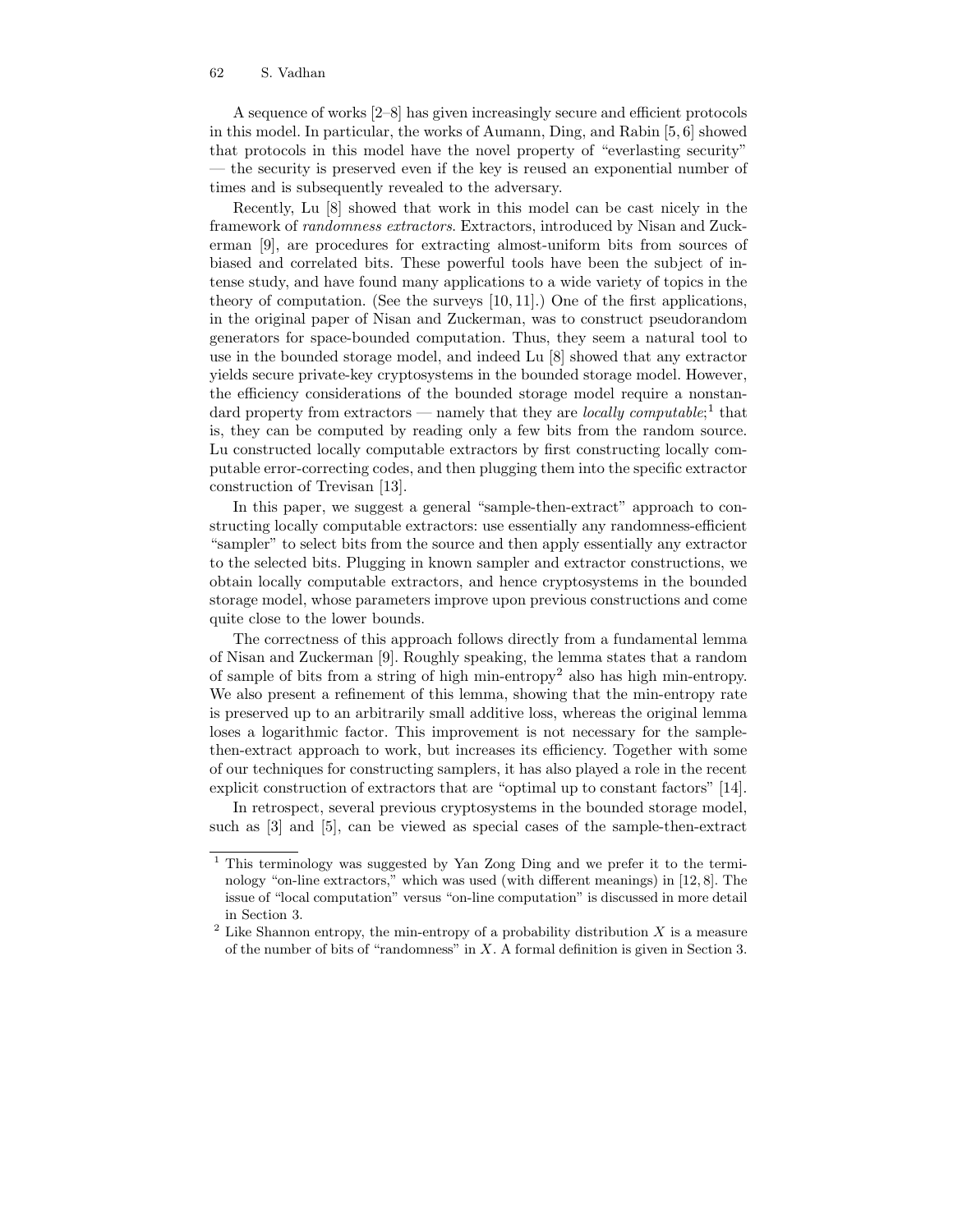A sequence of works [2–8] has given increasingly secure and efficient protocols in this model. In particular, the works of Aumann, Ding, and Rabin [5, 6] showed that protocols in this model have the novel property of "everlasting security" — the security is preserved even if the key is reused an exponential number of times and is subsequently revealed to the adversary.

Recently, Lu [8] showed that work in this model can be cast nicely in the framework of *randomness extractors*. Extractors, introduced by Nisan and Zuckerman [9], are procedures for extracting almost-uniform bits from sources of biased and correlated bits. These powerful tools have been the subject of intense study, and have found many applications to a wide variety of topics in the theory of computation. (See the surveys [10, 11].) One of the first applications, in the original paper of Nisan and Zuckerman, was to construct pseudorandom generators for space-bounded computation. Thus, they seem a natural tool to use in the bounded storage model, and indeed Lu [8] showed that any extractor yields secure private-key cryptosystems in the bounded storage model. However, the efficiency considerations of the bounded storage model require a nonstandard property from extractors — namely that they are *locally computable*;[1] that is, they can be computed by reading only a few bits from the random source. Lu constructed locally computable extractors by first constructing locally computable error-correcting codes, and then plugging them into the specific extractor construction of Trevisan [13].

In this paper, we suggest a general "sample-then-extract" approach to constructing locally computable extractors: use essentially any randomness-efficient "sampler" to select bits from the source and then apply essentially any extractor to the selected bits. Plugging in known sampler and extractor constructions, we obtain locally computable extractors, and hence cryptosystems in the bounded storage model, whose parameters improve upon previous constructions and come quite close to the lower bounds.

The correctness of this approach follows directly from a fundamental lemma of Nisan and Zuckerman [9]. Roughly speaking, the lemma states that a random of sample of bits from a string of high min-entropy[2] also has high min-entropy. We also present a refinement of this lemma, showing that the min-entropy rate is preserved up to an arbitrarily small additive loss, whereas the original lemma loses a logarithmic factor. This improvement is not necessary for the sample-then-extract approach to work, but increases its efficiency. Together with some of our techniques for constructing samplers, it has also played a role in the recent explicit construction of extractors that are "optimal up to constant factors" [14].

In retrospect, several previous cryptosystems in the bounded storage model, such as [3] and [5], can be viewed as special cases of the sample-then-extract

---

[1] This terminology was suggested by Yan Zong Ding and we prefer it to the terminology "on-line extractors," which was used (with different meanings) in [12, 8]. The issue of "local computation" versus "on-line computation" is discussed in more detail in Section 3.

[2] Like Shannon entropy, the min-entropy of a probability distribution $X$ is a measure of the number of bits of "randomness" in $X$. A formal definition is given in Section 3.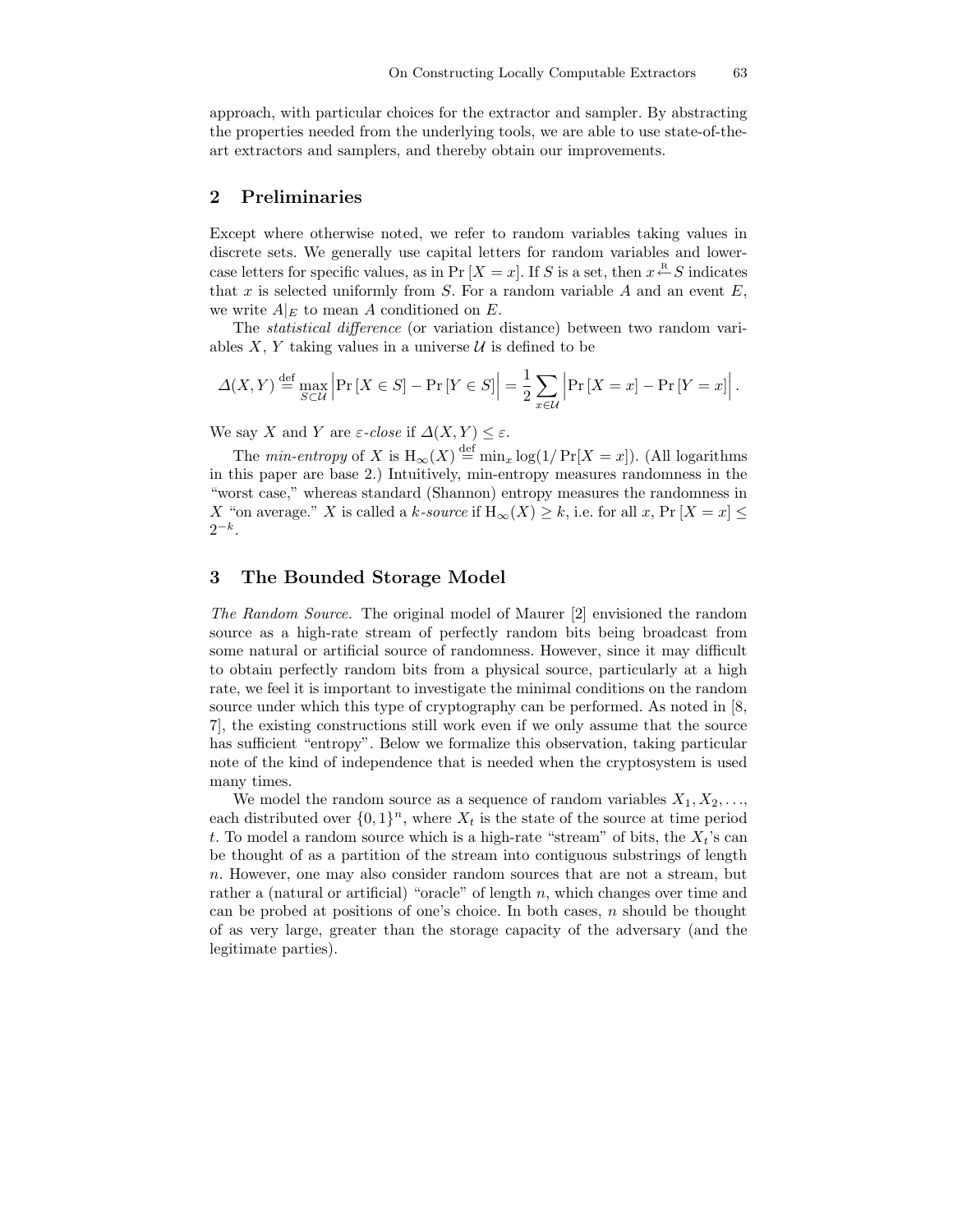approach, with particular choices for the extractor and sampler. By abstracting the properties needed from the underlying tools, we are able to use state-of-the-art extractors and samplers, and thereby obtain our improvements.

## 2 Preliminaries

Except where otherwise noted, we refer to random variables taking values in discrete sets. We generally use capital letters for random variables and lowercase letters for specific values, as in $\Pr[X = x]$. If $S$ is a set, then $x \stackrel{\text{R}}{\leftarrow} S$ indicates that $x$ is selected uniformly from $S$. For a random variable $A$ and an event $E$, we write $A|_E$ to mean $A$ conditioned on $E$.

The *statistical difference* (or variation distance) between two random variables $X$, $Y$ taking values in a universe $\mathcal{U}$ is defined to be

$$\Delta(X, Y) \stackrel{\text{def}}{=} \max_{S \subset \mathcal{U}} \left| \Pr[X \in S] - \Pr[Y \in S] \right| = \frac{1}{2} \sum_{x \in \mathcal{U}} \left| \Pr[X = x] - \Pr[Y = x] \right|.$$

We say $X$ and $Y$ are *$\varepsilon$-close* if $\Delta(X, Y) \leq \varepsilon$.

The *min-entropy* of $X$ is $\mathrm{H}_\infty(X) \stackrel{\text{def}}{=} \min_x \log(1/\Pr[X = x])$. (All logarithms in this paper are base 2.) Intuitively, min-entropy measures randomness in the "worst case," whereas standard (Shannon) entropy measures the randomness in $X$ "on average." $X$ is called a *$k$-source* if $\mathrm{H}_\infty(X) \geq k$, i.e. for all $x$, $\Pr[X = x] \leq 2^{-k}$.

## 3 The Bounded Storage Model

*The Random Source.* The original model of Maurer [2] envisioned the random source as a high-rate stream of perfectly random bits being broadcast from some natural or artificial source of randomness. However, since it may difficult to obtain perfectly random bits from a physical source, particularly at a high rate, we feel it is important to investigate the minimal conditions on the random source under which this type of cryptography can be performed. As noted in [8, 7], the existing constructions still work even if we only assume that the source has sufficient "entropy". Below we formalize this observation, taking particular note of the kind of independence that is needed when the cryptosystem is used many times.

We model the random source as a sequence of random variables $X_1, X_2, \ldots$, each distributed over $\{0,1\}^n$, where $X_t$ is the state of the source at time period $t$. To model a random source which is a high-rate "stream" of bits, the $X_t$'s can be thought of as a partition of the stream into contiguous substrings of length $n$. However, one may also consider random sources that are not a stream, but rather a (natural or artificial) "oracle" of length $n$, which changes over time and can be probed at positions of one's choice. In both cases, $n$ should be thought of as very large, greater than the storage capacity of the adversary (and the legitimate parties).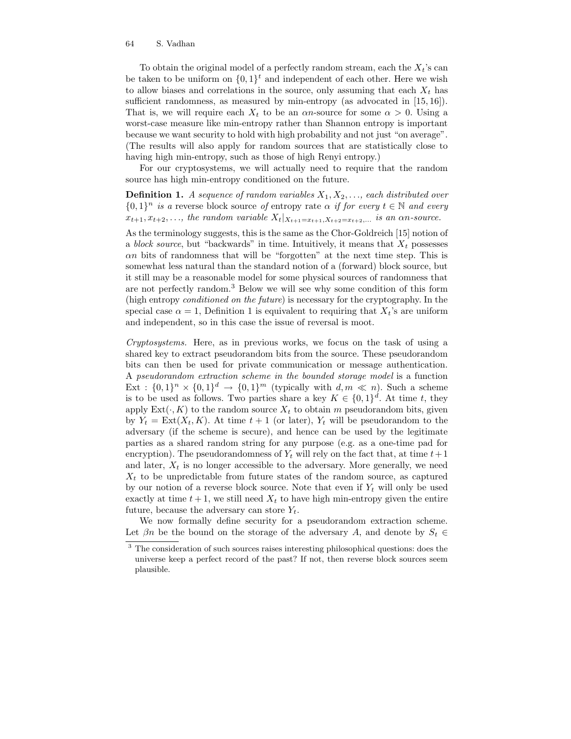To obtain the original model of a perfectly random stream, each the $X_t$'s can be taken to be uniform on $\{0,1\}^t$ and independent of each other. Here we wish to allow biases and correlations in the source, only assuming that each $X_t$ has sufficient randomness, as measured by min-entropy (as advocated in [15, 16]). That is, we will require each $X_t$ to be an $\alpha n$-source for some $\alpha > 0$. Using a worst-case measure like min-entropy rather than Shannon entropy is important because we want security to hold with high probability and not just "on average". (The results will also apply for random sources that are statistically close to having high min-entropy, such as those of high Renyi entropy.)

For our cryptosystems, we will actually need to require that the random source has high min-entropy conditioned on the future.

**Definition 1.** *A sequence of random variables $X_1, X_2, \ldots$, each distributed over $\{0,1\}^n$ is a* reverse block source *of* entropy rate $\alpha$ *if for every $t \in \mathbb{N}$ and every $x_{t+1}, x_{t+2}, \ldots$, the random variable $X_t|_{X_{t+1}=x_{t+1}, X_{t+2}=x_{t+2}, \ldots}$ is an $\alpha n$-source.*

As the terminology suggests, this is the same as the Chor-Goldreich [15] notion of a *block source*, but "backwards" in time. Intuitively, it means that $X_t$ possesses $\alpha n$ bits of randomness that will be "forgotten" at the next time step. This is somewhat less natural than the standard notion of a (forward) block source, but it still may be a reasonable model for some physical sources of randomness that are not perfectly random.[3] Below we will see why some condition of this form (high entropy *conditioned on the future*) is necessary for the cryptography. In the special case $\alpha = 1$, Definition 1 is equivalent to requiring that $X_t$'s are uniform and independent, so in this case the issue of reversal is moot.

*Cryptosystems.* Here, as in previous works, we focus on the task of using a shared key to extract pseudorandom bits from the source. These pseudorandom bits can then be used for private communication or message authentication. A *pseudorandom extraction scheme in the bounded storage model* is a function $\mathrm{Ext} : \{0,1\}^n \times \{0,1\}^d \to \{0,1\}^m$ (typically with $d, m \ll n$). Such a scheme is to be used as follows. Two parties share a key $K \in \{0,1\}^d$. At time $t$, they apply $\mathrm{Ext}(\cdot, K)$ to the random source $X_t$ to obtain $m$ pseudorandom bits, given by $Y_t = \mathrm{Ext}(X_t, K)$. At time $t+1$ (or later), $Y_t$ will be pseudorandom to the adversary (if the scheme is secure), and hence can be used by the legitimate parties as a shared random string for any purpose (e.g. as a one-time pad for encryption). The pseudorandomness of $Y_t$ will rely on the fact that, at time $t+1$ and later, $X_t$ is no longer accessible to the adversary. More generally, we need $X_t$ to be unpredictable from future states of the random source, as captured by our notion of a reverse block source. Note that even if $Y_t$ will only be used exactly at time $t+1$, we still need $X_t$ to have high min-entropy given the entire future, because the adversary can store $Y_t$.

We now formally define security for a pseudorandom extraction scheme. Let $\beta n$ be the bound on the storage of the adversary $A$, and denote by $S_t \in$

[3] The consideration of such sources raises interesting philosophical questions: does the universe keep a perfect record of the past? If not, then reverse block sources seem plausible.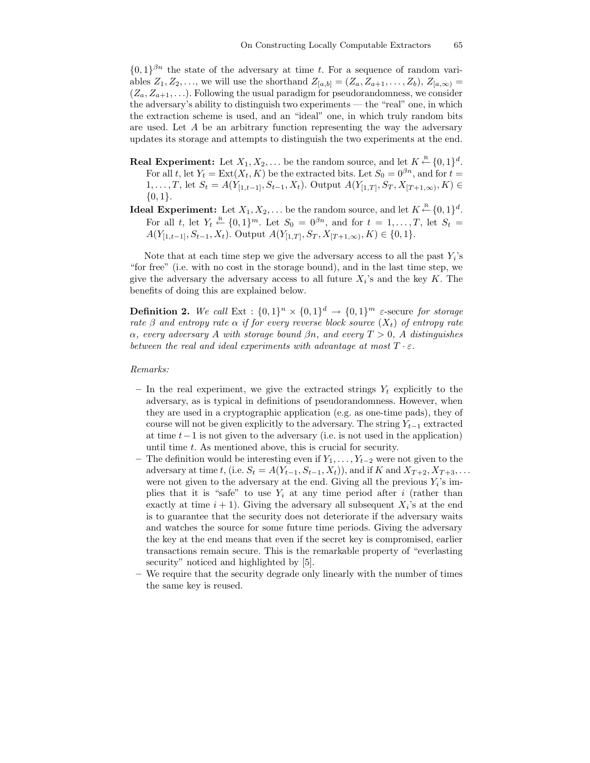$\{0,1\}^{\beta n}$ the state of the adversary at time $t$. For a sequence of random variables $Z_1, Z_2, \ldots$, we will use the shorthand $Z_{[a,b]} = (Z_a, Z_{a+1}, \ldots, Z_b)$, $Z_{[a,\infty)} = (Z_a, Z_{a+1}, \ldots)$. Following the usual paradigm for pseudorandomness, we consider the adversary's ability to distinguish two experiments — the "real" one, in which the extraction scheme is used, and an "ideal" one, in which truly random bits are used. Let $A$ be an arbitrary function representing the way the adversary updates its storage and attempts to distinguish the two experiments at the end.

**Real Experiment:** Let $X_1, X_2, \ldots$ be the random source, and let $K \xleftarrow{\text{R}} \{0,1\}^d$. For all $t$, let $Y_t = \text{Ext}(X_t, K)$ be the extracted bits. Let $S_0 = 0^{\beta n}$, and for $t = 1, \ldots, T$, let $S_t = A(Y_{[1,t-1]}, S_{t-1}, X_t)$. Output $A(Y_{[1,T]}, S_T, X_{[T+1,\infty)}, K) \in \{0,1\}$.

**Ideal Experiment:** Let $X_1, X_2, \ldots$ be the random source, and let $K \xleftarrow{\text{R}} \{0,1\}^d$. For all $t$, let $Y_t \xleftarrow{\text{R}} \{0,1\}^m$. Let $S_0 = 0^{\beta n}$, and for $t = 1, \ldots, T$, let $S_t = A(Y_{[1,t-1]}, S_{t-1}, X_t)$. Output $A(Y_{[1,T]}, S_T, X_{[T+1,\infty)}, K) \in \{0,1\}$.

Note that at each time step we give the adversary access to all the past $Y_i$'s "for free" (i.e. with no cost in the storage bound), and in the last time step, we give the adversary the adversary access to all future $X_i$'s and the key $K$. The benefits of doing this are explained below.

**Definition 2.** *We call* $\text{Ext} : \{0,1\}^n \times \{0,1\}^d \to \{0,1\}^m$ $\varepsilon$-secure *for storage rate* $\beta$ *and entropy rate* $\alpha$ *if for every reverse block source* $(X_t)$ *of entropy rate* $\alpha$*, every adversary* $A$ *with storage bound* $\beta n$*, and every* $T > 0$*,* $A$ *distinguishes between the real and ideal experiments with advantage at most* $T \cdot \varepsilon$*.*

*Remarks:*

- In the real experiment, we give the extracted strings $Y_t$ explicitly to the adversary, as is typical in definitions of pseudorandomness. However, when they are used in a cryptographic application (e.g. as one-time pads), they of course will not be given explicitly to the adversary. The string $Y_{t-1}$ extracted at time $t-1$ is not given to the adversary (i.e. is not used in the application) until time $t$. As mentioned above, this is crucial for security.
- The definition would be interesting even if $Y_1, \ldots, Y_{t-2}$ were not given to the adversary at time $t$, (i.e. $S_t = A(Y_{t-1}, S_{t-1}, X_t)$), and if $K$ and $X_{T+2}, X_{T+3}, \ldots$ were not given to the adversary at the end. Giving all the previous $Y_i$'s implies that it is "safe" to use $Y_i$ at any time period after $i$ (rather than exactly at time $i+1$). Giving the adversary all subsequent $X_i$'s at the end is to guarantee that the security does not deteriorate if the adversary waits and watches the source for some future time periods. Giving the adversary the key at the end means that even if the secret key is compromised, earlier transactions remain secure. This is the remarkable property of "everlasting security" noticed and highlighted by [5].
- We require that the security degrade only linearly with the number of times the same key is reused.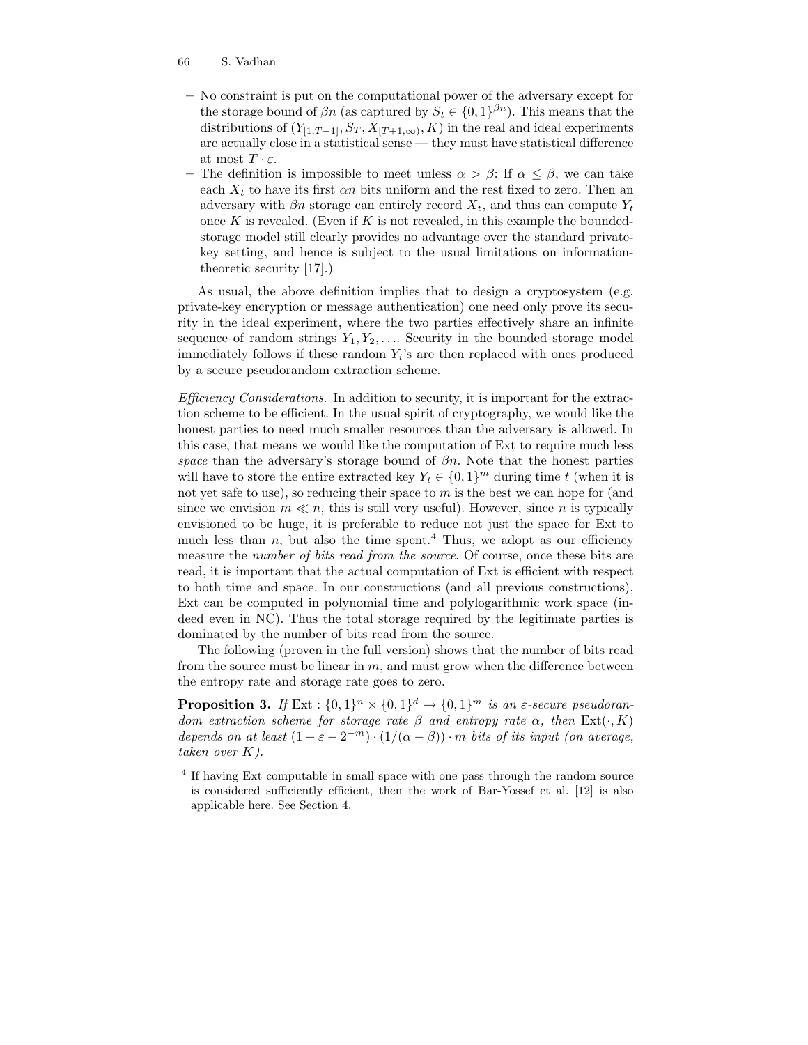- No constraint is put on the computational power of the adversary except for the storage bound of $\beta n$ (as captured by $S_t \in \{0,1\}^{\beta n}$). This means that the distributions of $(Y_{[1,T-1]}, S_T, X_{[T+1,\infty)}, K)$ in the real and ideal experiments are actually close in a statistical sense — they must have statistical difference at most $T \cdot \varepsilon$.
- The definition is impossible to meet unless $\alpha > \beta$: If $\alpha \leq \beta$, we can take each $X_t$ to have its first $\alpha n$ bits uniform and the rest fixed to zero. Then an adversary with $\beta n$ storage can entirely record $X_t$, and thus can compute $Y_t$ once $K$ is revealed. (Even if $K$ is not revealed, in this example the bounded-storage model still clearly provides no advantage over the standard private-key setting, and hence is subject to the usual limitations on information-theoretic security [17].)

As usual, the above definition implies that to design a cryptosystem (e.g. private-key encryption or message authentication) one need only prove its security in the ideal experiment, where the two parties effectively share an infinite sequence of random strings $Y_1, Y_2, \ldots$. Security in the bounded storage model immediately follows if these random $Y_i$'s are then replaced with ones produced by a secure pseudorandom extraction scheme.

*Efficiency Considerations.* In addition to security, it is important for the extraction scheme to be efficient. In the usual spirit of cryptography, we would like the honest parties to need much smaller resources than the adversary is allowed. In this case, that means we would like the computation of Ext to require much less *space* than the adversary's storage bound of $\beta n$. Note that the honest parties will have to store the entire extracted key $Y_t \in \{0,1\}^m$ during time $t$ (when it is not yet safe to use), so reducing their space to $m$ is the best we can hope for (and since we envision $m \ll n$, this is still very useful). However, since $n$ is typically envisioned to be huge, it is preferable to reduce not just the space for Ext to much less than $n$, but also the time spent.[4] Thus, we adopt as our efficiency measure the *number of bits read from the source*. Of course, once these bits are read, it is important that the actual computation of Ext is efficient with respect to both time and space. In our constructions (and all previous constructions), Ext can be computed in polynomial time and polylogarithmic work space (indeed even in NC). Thus the total storage required by the legitimate parties is dominated by the number of bits read from the source.

The following (proven in the full version) shows that the number of bits read from the source must be linear in $m$, and must grow when the difference between the entropy rate and storage rate goes to zero.

**Proposition 3.** *If* $\mathrm{Ext} : \{0,1\}^n \times \{0,1\}^d \to \{0,1\}^m$ *is an* $\varepsilon$*-secure pseudorandom extraction scheme for storage rate* $\beta$ *and entropy rate* $\alpha$*, then* $\mathrm{Ext}(\cdot, K)$ *depends on at least* $(1 - \varepsilon - 2^{-m}) \cdot (1/(\alpha - \beta)) \cdot m$ *bits of its input (on average, taken over* $K$*).*

[4] If having Ext computable in small space with one pass through the random source is considered sufficiently efficient, then the work of Bar-Yossef et al. [12] is also applicable here. See Section 4.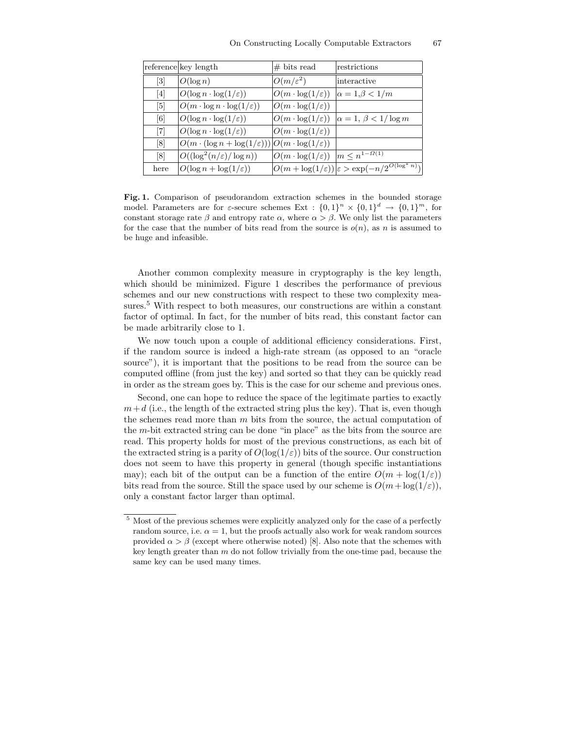| reference | key length | # bits read | restrictions |
|---|---|---|---|
| [3] | $O(\log n)$ | $O(m/\varepsilon^2)$ | interactive |
| [4] | $O(\log n \cdot \log(1/\varepsilon))$ | $O(m \cdot \log(1/\varepsilon))$ | $\alpha = 1, \beta < 1/m$ |
| [5] | $O(m \cdot \log n \cdot \log(1/\varepsilon))$ | $O(m \cdot \log(1/\varepsilon))$ | |
| [6] | $O(\log n \cdot \log(1/\varepsilon))$ | $O(m \cdot \log(1/\varepsilon))$ | $\alpha = 1,\ \beta < 1/\log m$ |
| [7] | $O(\log n \cdot \log(1/\varepsilon))$ | $O(m \cdot \log(1/\varepsilon))$ | |
| [8] | $O(m \cdot (\log n + \log(1/\varepsilon)))$ | $O(m \cdot \log(1/\varepsilon))$ | |
| [8] | $O((\log^2(n/\varepsilon)/\log n))$ | $O(m \cdot \log(1/\varepsilon))$ | $m \le n^{1-\Omega(1)}$ |
| here | $O(\log n + \log(1/\varepsilon))$ | $O(m + \log(1/\varepsilon))$ | $\varepsilon > \exp(-n/2^{O(\log^* n)})$ |

**Fig. 1.** Comparison of pseudorandom extraction schemes in the bounded storage model. Parameters are for $\varepsilon$-secure schemes $\mathrm{Ext} : \{0,1\}^n \times \{0,1\}^d \to \{0,1\}^m$, for constant storage rate $\beta$ and entropy rate $\alpha$, where $\alpha > \beta$. We only list the parameters for the case that the number of bits read from the source is $o(n)$, as $n$ is assumed to be huge and infeasible.

Another common complexity measure in cryptography is the key length, which should be minimized. Figure 1 describes the performance of previous schemes and our new constructions with respect to these two complexity measures.[5] With respect to both measures, our constructions are within a constant factor of optimal. In fact, for the number of bits read, this constant factor can be made arbitrarily close to 1.

We now touch upon a couple of additional efficiency considerations. First, if the random source is indeed a high-rate stream (as opposed to an "oracle source"), it is important that the positions to be read from the source can be computed offline (from just the key) and sorted so that they can be quickly read in order as the stream goes by. This is the case for our scheme and previous ones.

Second, one can hope to reduce the space of the legitimate parties to exactly $m + d$ (i.e., the length of the extracted string plus the key). That is, even though the schemes read more than $m$ bits from the source, the actual computation of the $m$-bit extracted string can be done "in place" as the bits from the source are read. This property holds for most of the previous constructions, as each bit of the extracted string is a parity of $O(\log(1/\varepsilon))$ bits of the source. Our construction does not seem to have this property in general (though specific instantiations may); each bit of the output can be a function of the entire $O(m + \log(1/\varepsilon))$ bits read from the source. Still the space used by our scheme is $O(m + \log(1/\varepsilon))$, only a constant factor larger than optimal.

[5] Most of the previous schemes were explicitly analyzed only for the case of a perfectly random source, i.e. $\alpha = 1$, but the proofs actually also work for weak random sources provided $\alpha > \beta$ (except where otherwise noted) [8]. Also note that the schemes with key length greater than $m$ do not follow trivially from the one-time pad, because the same key can be used many times.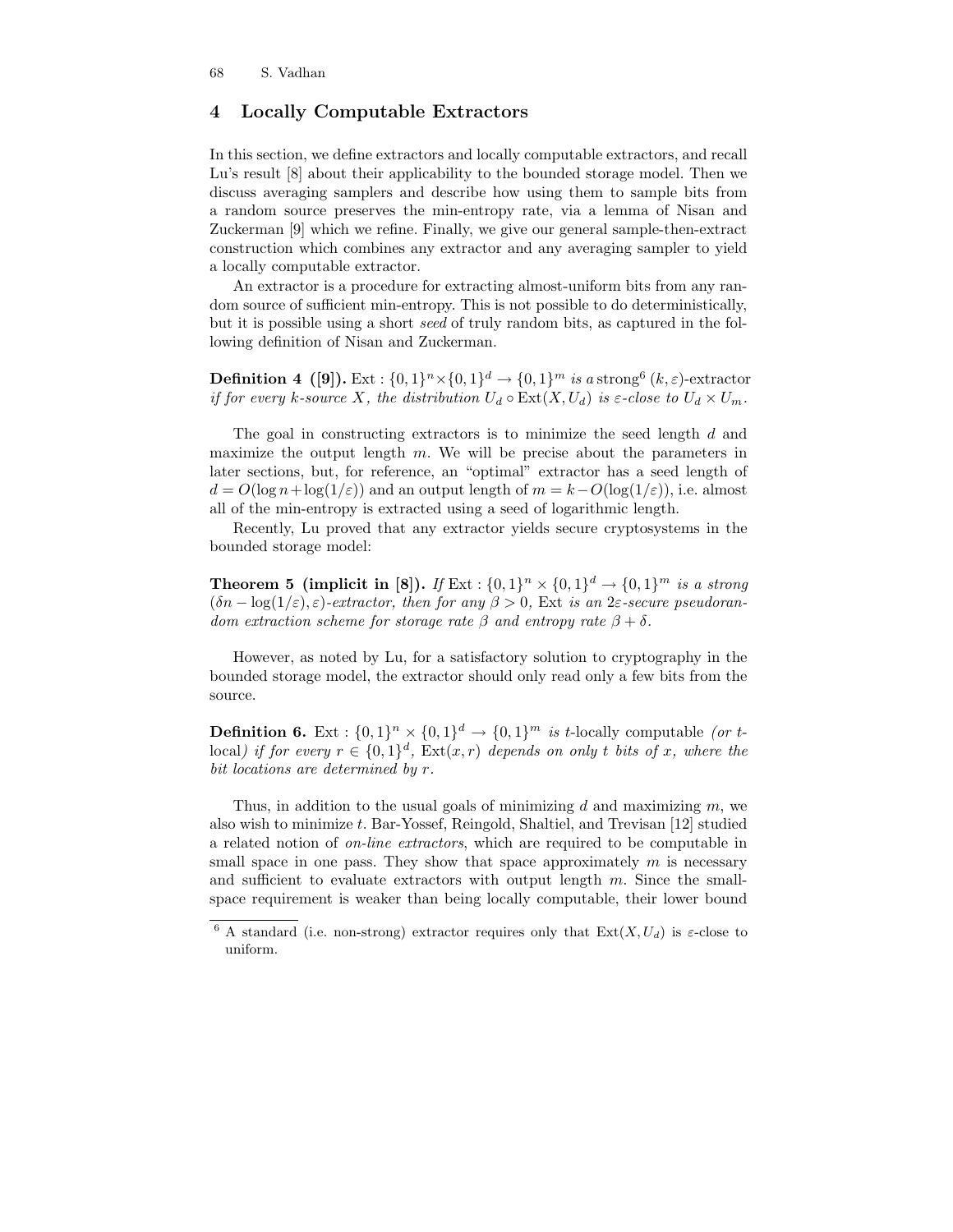## 4 Locally Computable Extractors

In this section, we define extractors and locally computable extractors, and recall Lu's result [8] about their applicability to the bounded storage model. Then we discuss averaging samplers and describe how using them to sample bits from a random source preserves the min-entropy rate, via a lemma of Nisan and Zuckerman [9] which we refine. Finally, we give our general sample-then-extract construction which combines any extractor and any averaging sampler to yield a locally computable extractor.

An extractor is a procedure for extracting almost-uniform bits from any random source of sufficient min-entropy. This is not possible to do deterministically, but it is possible using a short *seed* of truly random bits, as captured in the following definition of Nisan and Zuckerman.

**Definition 4 ([9]).** $\mathrm{Ext} : \{0,1\}^n \times \{0,1\}^d \to \{0,1\}^m$ *is a* strong[6] $(k, \varepsilon)$-extractor *if for every $k$-source $X$, the distribution $U_d \circ \mathrm{Ext}(X, U_d)$ is $\varepsilon$-close to $U_d \times U_m$.*

The goal in constructing extractors is to minimize the seed length $d$ and maximize the output length $m$. We will be precise about the parameters in later sections, but, for reference, an "optimal" extractor has a seed length of $d = O(\log n + \log(1/\varepsilon))$ and an output length of $m = k - O(\log(1/\varepsilon))$, i.e. almost all of the min-entropy is extracted using a seed of logarithmic length.

Recently, Lu proved that any extractor yields secure cryptosystems in the bounded storage model:

**Theorem 5 (implicit in [8]).** *If $\mathrm{Ext} : \{0,1\}^n \times \{0,1\}^d \to \{0,1\}^m$ is a strong $(\delta n - \log(1/\varepsilon), \varepsilon)$-extractor, then for any $\beta > 0$, $\mathrm{Ext}$ is an $2\varepsilon$-secure pseudorandom extraction scheme for storage rate $\beta$ and entropy rate $\beta + \delta$.*

However, as noted by Lu, for a satisfactory solution to cryptography in the bounded storage model, the extractor should only read only a few bits from the source.

**Definition 6.** $\mathrm{Ext} : \{0,1\}^n \times \{0,1\}^d \to \{0,1\}^m$ *is* $t$-locally computable *(or $t$-*local*) if for every $r \in \{0,1\}^d$, $\mathrm{Ext}(x, r)$ depends on only $t$ bits of $x$, where the bit locations are determined by $r$.*

Thus, in addition to the usual goals of minimizing $d$ and maximizing $m$, we also wish to minimize $t$. Bar-Yossef, Reingold, Shaltiel, and Trevisan [12] studied a related notion of *on-line extractors*, which are required to be computable in small space in one pass. They show that space approximately $m$ is necessary and sufficient to evaluate extractors with output length $m$. Since the small-space requirement is weaker than being locally computable, their lower bound

---

[6] A standard (i.e. non-strong) extractor requires only that $\mathrm{Ext}(X, U_d)$ is $\varepsilon$-close to uniform.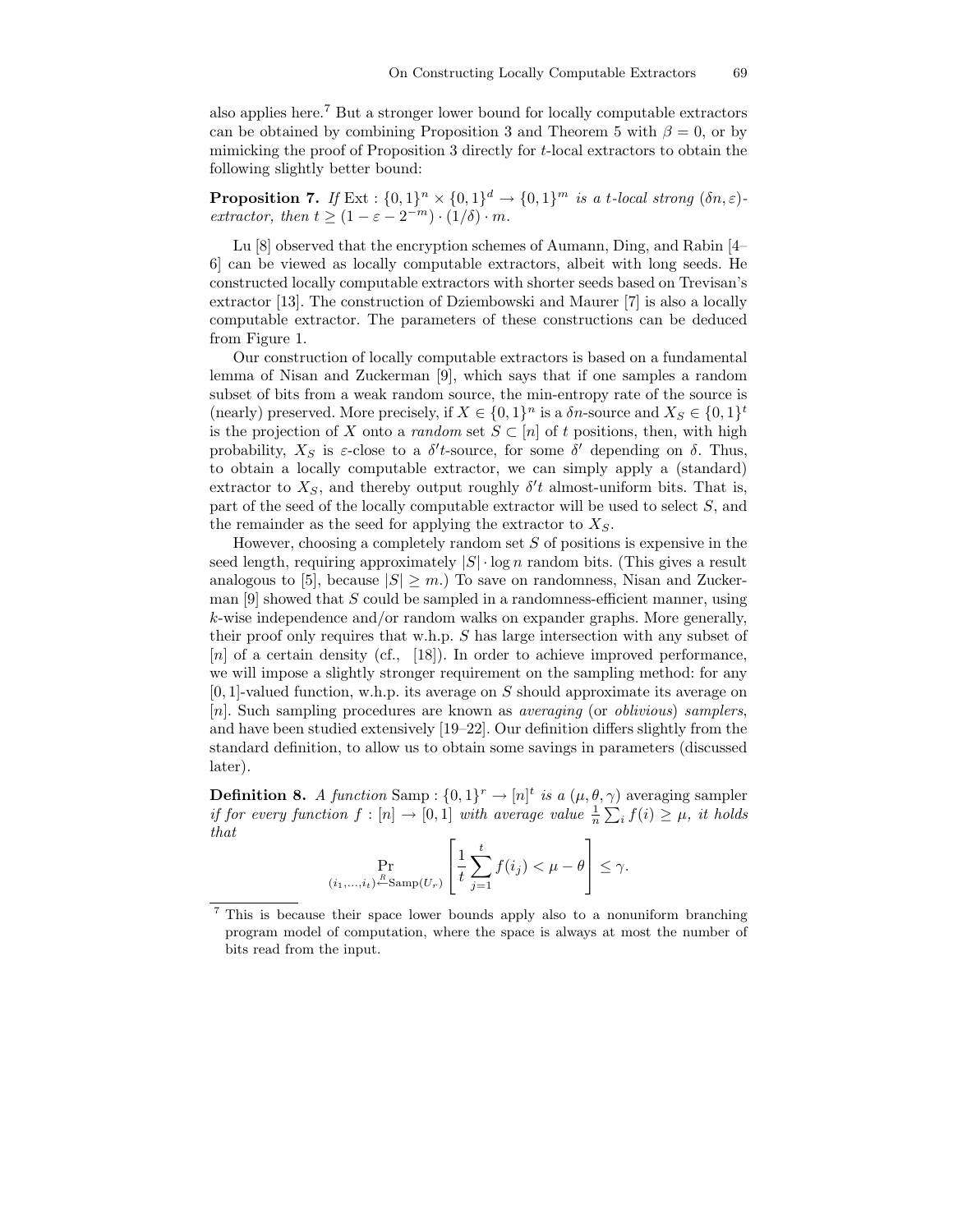also applies here.[7] But a stronger lower bound for locally computable extractors can be obtained by combining Proposition 3 and Theorem 5 with $\beta = 0$, or by mimicking the proof of Proposition 3 directly for $t$-local extractors to obtain the following slightly better bound:

**Proposition 7.** *If* $\mathrm{Ext} : \{0,1\}^n \times \{0,1\}^d \to \{0,1\}^m$ *is a* $t$*-local strong* $(\delta n, \varepsilon)$*-extractor, then* $t \geq (1 - \varepsilon - 2^{-m}) \cdot (1/\delta) \cdot m$.

Lu [8] observed that the encryption schemes of Aumann, Ding, and Rabin [4–6] can be viewed as locally computable extractors, albeit with long seeds. He constructed locally computable extractors with shorter seeds based on Trevisan's extractor [13]. The construction of Dziembowski and Maurer [7] is also a locally computable extractor. The parameters of these constructions can be deduced from Figure 1.

Our construction of locally computable extractors is based on a fundamental lemma of Nisan and Zuckerman [9], which says that if one samples a random subset of bits from a weak random source, the min-entropy rate of the source is (nearly) preserved. More precisely, if $X \in \{0,1\}^n$ is a $\delta n$-source and $X_S \in \{0,1\}^t$ is the projection of $X$ onto a *random* set $S \subset [n]$ of $t$ positions, then, with high probability, $X_S$ is $\varepsilon$-close to a $\delta' t$-source, for some $\delta'$ depending on $\delta$. Thus, to obtain a locally computable extractor, we can simply apply a (standard) extractor to $X_S$, and thereby output roughly $\delta' t$ almost-uniform bits. That is, part of the seed of the locally computable extractor will be used to select $S$, and the remainder as the seed for applying the extractor to $X_S$.

However, choosing a completely random set $S$ of positions is expensive in the seed length, requiring approximately $|S| \cdot \log n$ random bits. (This gives a result analogous to [5], because $|S| \geq m$.) To save on randomness, Nisan and Zuckerman [9] showed that $S$ could be sampled in a randomness-efficient manner, using $k$-wise independence and/or random walks on expander graphs. More generally, their proof only requires that w.h.p. $S$ has large intersection with any subset of $[n]$ of a certain density (cf., [18]). In order to achieve improved performance, we will impose a slightly stronger requirement on the sampling method: for any $[0,1]$-valued function, w.h.p. its average on $S$ should approximate its average on $[n]$. Such sampling procedures are known as *averaging* (or *oblivious*) *samplers*, and have been studied extensively [19–22]. Our definition differs slightly from the standard definition, to allow us to obtain some savings in parameters (discussed later).

**Definition 8.** *A function* $\mathrm{Samp} : \{0,1\}^r \to [n]^t$ *is a* $(\mu, \theta, \gamma)$ averaging sampler *if for every function* $f : [n] \to [0,1]$ *with average value* $\frac{1}{n}\sum_i f(i) \geq \mu$*, it holds that*

$$\Pr_{(i_1,\ldots,i_t) \xleftarrow{R} \mathrm{Samp}(U_r)} \left[ \frac{1}{t} \sum_{j=1}^{t} f(i_j) < \mu - \theta \right] \leq \gamma.$$

[7] This is because their space lower bounds apply also to a nonuniform branching program model of computation, where the space is always at most the number of bits read from the input.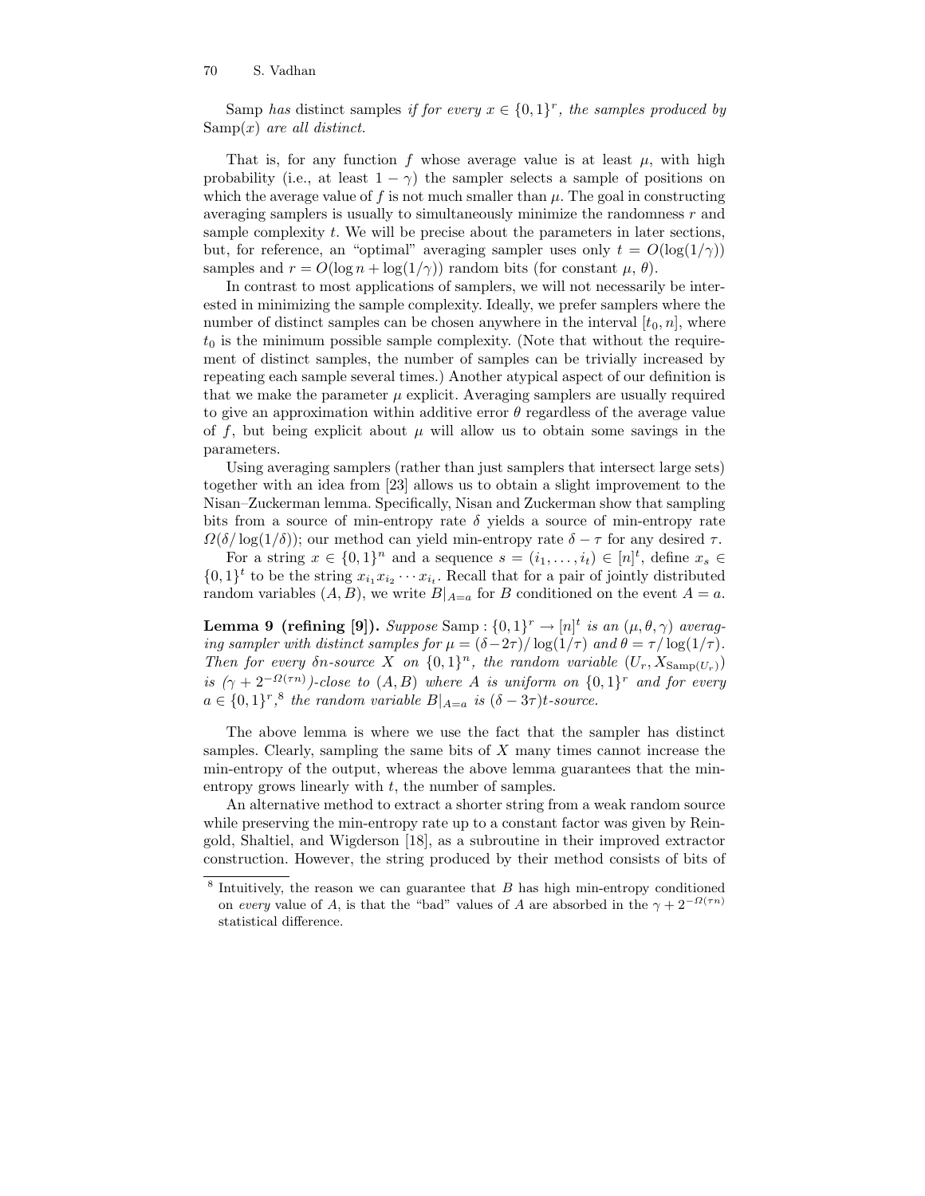Samp *has* distinct samples *if for every* $x \in \{0,1\}^r$*, the samples produced by* $\mathrm{Samp}(x)$ *are all distinct.*

That is, for any function $f$ whose average value is at least $\mu$, with high probability (i.e., at least $1-\gamma$) the sampler selects a sample of positions on which the average value of $f$ is not much smaller than $\mu$. The goal in constructing averaging samplers is usually to simultaneously minimize the randomness $r$ and sample complexity $t$. We will be precise about the parameters in later sections, but, for reference, an "optimal" averaging sampler uses only $t = O(\log(1/\gamma))$ samples and $r = O(\log n + \log(1/\gamma))$ random bits (for constant $\mu$, $\theta$).

In contrast to most applications of samplers, we will not necessarily be interested in minimizing the sample complexity. Ideally, we prefer samplers where the number of distinct samples can be chosen anywhere in the interval $[t_0, n]$, where $t_0$ is the minimum possible sample complexity. (Note that without the requirement of distinct samples, the number of samples can be trivially increased by repeating each sample several times.) Another atypical aspect of our definition is that we make the parameter $\mu$ explicit. Averaging samplers are usually required to give an approximation within additive error $\theta$ regardless of the average value of $f$, but being explicit about $\mu$ will allow us to obtain some savings in the parameters.

Using averaging samplers (rather than just samplers that intersect large sets) together with an idea from [23] allows us to obtain a slight improvement to the Nisan–Zuckerman lemma. Specifically, Nisan and Zuckerman show that sampling bits from a source of min-entropy rate $\delta$ yields a source of min-entropy rate $\Omega(\delta/\log(1/\delta))$; our method can yield min-entropy rate $\delta - \tau$ for any desired $\tau$.

For a string $x \in \{0,1\}^n$ and a sequence $s = (i_1, \ldots, i_t) \in [n]^t$, define $x_s \in \{0,1\}^t$ to be the string $x_{i_1} x_{i_2} \cdots x_{i_t}$. Recall that for a pair of jointly distributed random variables $(A, B)$, we write $B|_{A=a}$ for $B$ conditioned on the event $A = a$.

**Lemma 9 (refining [9]).** *Suppose* $\mathrm{Samp} : \{0,1\}^r \to [n]^t$ *is an* $(\mu, \theta, \gamma)$ *averaging sampler with distinct samples for* $\mu = (\delta - 2\tau)/\log(1/\tau)$ *and* $\theta = \tau/\log(1/\tau)$*. Then for every* $\delta n$*-source* $X$ *on* $\{0,1\}^n$*, the random variable* $(U_r, X_{\mathrm{Samp}(U_r)})$ *is* $(\gamma + 2^{-\Omega(\tau n)})$*-close to* $(A, B)$ *where* $A$ *is uniform on* $\{0,1\}^r$ *and for every* $a \in \{0,1\}^r$,[8] *the random variable* $B|_{A=a}$ *is* $(\delta - 3\tau)t$*-source.*

The above lemma is where we use the fact that the sampler has distinct samples. Clearly, sampling the same bits of $X$ many times cannot increase the min-entropy of the output, whereas the above lemma guarantees that the min-entropy grows linearly with $t$, the number of samples.

An alternative method to extract a shorter string from a weak random source while preserving the min-entropy rate up to a constant factor was given by Reingold, Shaltiel, and Wigderson [18], as a subroutine in their improved extractor construction. However, the string produced by their method consists of bits of

---

[8] Intuitively, the reason we can guarantee that $B$ has high min-entropy conditioned on *every* value of $A$, is that the "bad" values of $A$ are absorbed in the $\gamma + 2^{-\Omega(\tau n)}$ statistical difference.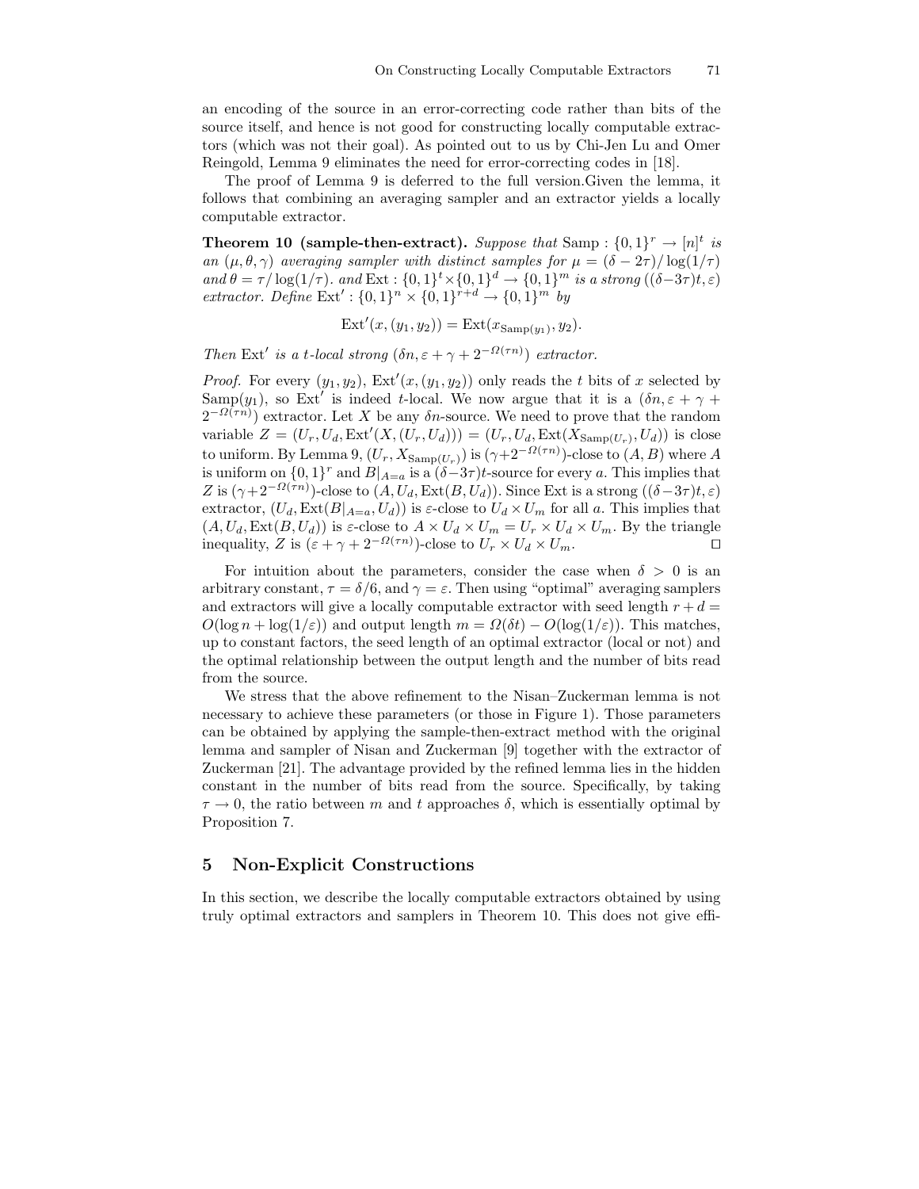an encoding of the source in an error-correcting code rather than bits of the source itself, and hence is not good for constructing locally computable extractors (which was not their goal). As pointed out to us by Chi-Jen Lu and Omer Reingold, Lemma 9 eliminates the need for error-correcting codes in [18].

The proof of Lemma 9 is deferred to the full version.Given the lemma, it follows that combining an averaging sampler and an extractor yields a locally computable extractor.

**Theorem 10 (sample-then-extract).** *Suppose that* $\mathrm{Samp} : \{0,1\}^r \to [n]^t$ *is an* $(\mu, \theta, \gamma)$ *averaging sampler with distinct samples for* $\mu = (\delta - 2\tau)/\log(1/\tau)$ *and* $\theta = \tau/\log(1/\tau)$. *and* $\mathrm{Ext} : \{0,1\}^t \times \{0,1\}^d \to \{0,1\}^m$ *is a strong* $((\delta-3\tau)t, \varepsilon)$ *extractor. Define* $\mathrm{Ext}' : \{0,1\}^n \times \{0,1\}^{r+d} \to \{0,1\}^m$ *by*

$$\mathrm{Ext}'(x, (y_1, y_2)) = \mathrm{Ext}(x_{\mathrm{Samp}(y_1)}, y_2).$$

*Then* $\mathrm{Ext}'$ *is a* $t$*-local strong* $(\delta n, \varepsilon + \gamma + 2^{-\Omega(\tau n)})$ *extractor.*

*Proof.* For every $(y_1, y_2)$, $\mathrm{Ext}'(x, (y_1, y_2))$ only reads the $t$ bits of $x$ selected by $\mathrm{Samp}(y_1)$, so $\mathrm{Ext}'$ is indeed $t$-local. We now argue that it is a $(\delta n, \varepsilon + \gamma + 2^{-\Omega(\tau n)})$ extractor. Let $X$ be any $\delta n$-source. We need to prove that the random variable $Z = (U_r, U_d, \mathrm{Ext}'(X, (U_r, U_d))) = (U_r, U_d, \mathrm{Ext}(X_{\mathrm{Samp}(U_r)}, U_d))$ is close to uniform. By Lemma 9, $(U_r, X_{\mathrm{Samp}(U_r)})$ is $(\gamma + 2^{-\Omega(\tau n)})$-close to $(A, B)$ where $A$ is uniform on $\{0,1\}^r$ and $B|_{A=a}$ is a $(\delta - 3\tau)t$-source for every $a$. This implies that $Z$ is $(\gamma + 2^{-\Omega(\tau n)})$-close to $(A, U_d, \mathrm{Ext}(B, U_d))$. Since Ext is a strong $((\delta-3\tau)t, \varepsilon)$ extractor, $(U_d, \mathrm{Ext}(B|_{A=a}, U_d))$ is $\varepsilon$-close to $U_d \times U_m$ for all $a$. This implies that $(A, U_d, \mathrm{Ext}(B, U_d))$ is $\varepsilon$-close to $A \times U_d \times U_m = U_r \times U_d \times U_m$. By the triangle inequality, $Z$ is $(\varepsilon + \gamma + 2^{-\Omega(\tau n)})$-close to $U_r \times U_d \times U_m$. □

For intuition about the parameters, consider the case when $\delta > 0$ is an arbitrary constant, $\tau = \delta/6$, and $\gamma = \varepsilon$. Then using "optimal" averaging samplers and extractors will give a locally computable extractor with seed length $r + d = O(\log n + \log(1/\varepsilon))$ and output length $m = \Omega(\delta t) - O(\log(1/\varepsilon))$. This matches, up to constant factors, the seed length of an optimal extractor (local or not) and the optimal relationship between the output length and the number of bits read from the source.

We stress that the above refinement to the Nisan–Zuckerman lemma is not necessary to achieve these parameters (or those in Figure 1). Those parameters can be obtained by applying the sample-then-extract method with the original lemma and sampler of Nisan and Zuckerman [9] together with the extractor of Zuckerman [21]. The advantage provided by the refined lemma lies in the hidden constant in the number of bits read from the source. Specifically, by taking $\tau \to 0$, the ratio between $m$ and $t$ approaches $\delta$, which is essentially optimal by Proposition 7.

## 5 Non-Explicit Constructions

In this section, we describe the locally computable extractors obtained by using truly optimal extractors and samplers in Theorem 10. This does not give effi-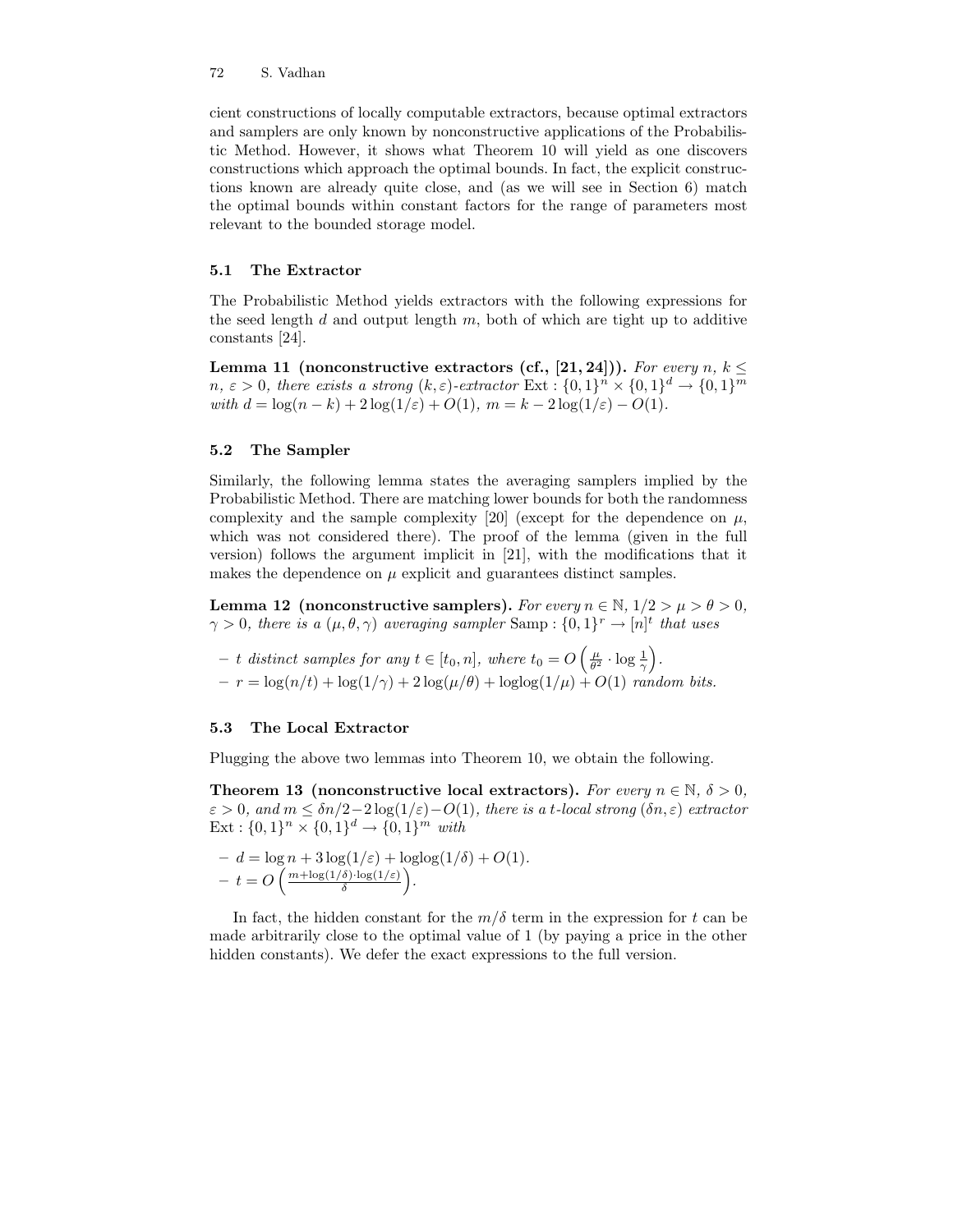cient constructions of locally computable extractors, because optimal extractors and samplers are only known by nonconstructive applications of the Probabilistic Method. However, it shows what Theorem 10 will yield as one discovers constructions which approach the optimal bounds. In fact, the explicit constructions known are already quite close, and (as we will see in Section 6) match the optimal bounds within constant factors for the range of parameters most relevant to the bounded storage model.

### 5.1 The Extractor

The Probabilistic Method yields extractors with the following expressions for the seed length $d$ and output length $m$, both of which are tight up to additive constants [24].

**Lemma 11 (nonconstructive extractors (cf., [21, 24])).** *For every $n$, $k \leq n$, $\varepsilon > 0$, there exists a strong $(k, \varepsilon)$-extractor $\mathrm{Ext} : \{0,1\}^n \times \{0,1\}^d \to \{0,1\}^m$ with $d = \log(n-k) + 2\log(1/\varepsilon) + O(1)$, $m = k - 2\log(1/\varepsilon) - O(1)$.*

### 5.2 The Sampler

Similarly, the following lemma states the averaging samplers implied by the Probabilistic Method. There are matching lower bounds for both the randomness complexity and the sample complexity [20] (except for the dependence on $\mu$, which was not considered there). The proof of the lemma (given in the full version) follows the argument implicit in [21], with the modifications that it makes the dependence on $\mu$ explicit and guarantees distinct samples.

**Lemma 12 (nonconstructive samplers).** *For every $n \in \mathbb{N}$, $1/2 > \mu > \theta > 0$, $\gamma > 0$, there is a $(\mu, \theta, \gamma)$ averaging sampler $\mathrm{Samp} : \{0,1\}^r \to [n]^t$ that uses*

- *$t$ distinct samples for any $t \in [t_0, n]$, where $t_0 = O\left(\frac{\mu}{\theta^2} \cdot \log \frac{1}{\gamma}\right)$.*
- *$r = \log(n/t) + \log(1/\gamma) + 2\log(\mu/\theta) + \mathrm{loglog}(1/\mu) + O(1)$ random bits.*

### 5.3 The Local Extractor

Plugging the above two lemmas into Theorem 10, we obtain the following.

**Theorem 13 (nonconstructive local extractors).** *For every $n \in \mathbb{N}$, $\delta > 0$, $\varepsilon > 0$, and $m \leq \delta n/2 - 2\log(1/\varepsilon) - O(1)$, there is a $t$-local strong $(\delta n, \varepsilon)$ extractor $\mathrm{Ext} : \{0,1\}^n \times \{0,1\}^d \to \{0,1\}^m$ with*

- *$d = \log n + 3\log(1/\varepsilon) + \mathrm{loglog}(1/\delta) + O(1)$.*
- *$t = O\left(\frac{m + \log(1/\delta) \cdot \log(1/\varepsilon)}{\delta}\right)$.*

In fact, the hidden constant for the $m/\delta$ term in the expression for $t$ can be made arbitrarily close to the optimal value of 1 (by paying a price in the other hidden constants). We defer the exact expressions to the full version.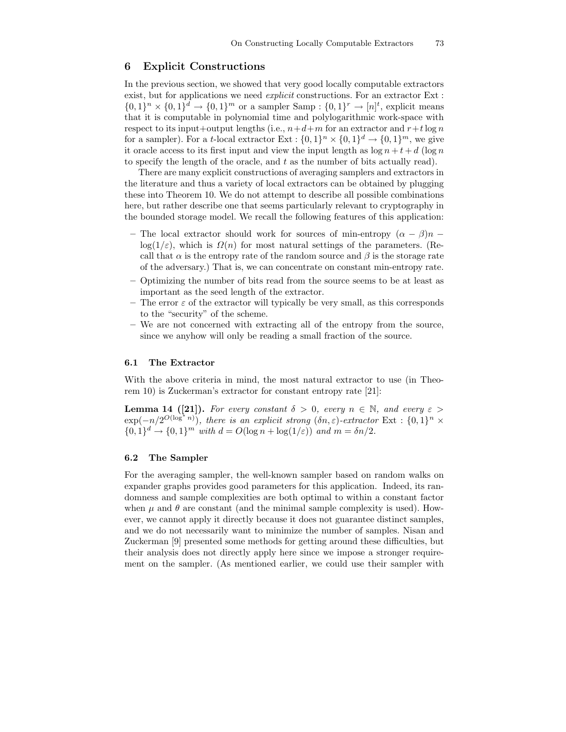## 6 Explicit Constructions

In the previous section, we showed that very good locally computable extractors exist, but for applications we need *explicit* constructions. For an extractor $\mathrm{Ext} : \{0,1\}^n \times \{0,1\}^d \to \{0,1\}^m$ or a sampler $\mathrm{Samp} : \{0,1\}^r \to [n]^t$, explicit means that it is computable in polynomial time and polylogarithmic work-space with respect to its input+output lengths (i.e., $n+d+m$ for an extractor and $r+t\log n$ for a sampler). For a $t$-local extractor $\mathrm{Ext} : \{0,1\}^n \times \{0,1\}^d \to \{0,1\}^m$, we give it oracle access to its first input and view the input length as $\log n + t + d$ ($\log n$ to specify the length of the oracle, and $t$ as the number of bits actually read).

There are many explicit constructions of averaging samplers and extractors in the literature and thus a variety of local extractors can be obtained by plugging these into Theorem 10. We do not attempt to describe all possible combinations here, but rather describe one that seems particularly relevant to cryptography in the bounded storage model. We recall the following features of this application:

- The local extractor should work for sources of min-entropy $(\alpha - \beta)n - \log(1/\varepsilon)$, which is $\Omega(n)$ for most natural settings of the parameters. (Recall that $\alpha$ is the entropy rate of the random source and $\beta$ is the storage rate of the adversary.) That is, we can concentrate on constant min-entropy rate.
- Optimizing the number of bits read from the source seems to be at least as important as the seed length of the extractor.
- The error $\varepsilon$ of the extractor will typically be very small, as this corresponds to the "security" of the scheme.
- We are not concerned with extracting all of the entropy from the source, since we anyhow will only be reading a small fraction of the source.

### 6.1 The Extractor

With the above criteria in mind, the most natural extractor to use (in Theorem 10) is Zuckerman's extractor for constant entropy rate [21]:

**Lemma 14 ([21]).** *For every constant $\delta > 0$, every $n \in \mathbb{N}$, and every $\varepsilon > \exp(-n/2^{O(\log^* n)})$, there is an explicit strong $(\delta n, \varepsilon)$-extractor $\mathrm{Ext} : \{0,1\}^n \times \{0,1\}^d \to \{0,1\}^m$ with $d = O(\log n + \log(1/\varepsilon))$ and $m = \delta n/2$.*

### 6.2 The Sampler

For the averaging sampler, the well-known sampler based on random walks on expander graphs provides good parameters for this application. Indeed, its randomness and sample complexities are both optimal to within a constant factor when $\mu$ and $\theta$ are constant (and the minimal sample complexity is used). However, we cannot apply it directly because it does not guarantee distinct samples, and we do not necessarily want to minimize the number of samples. Nisan and Zuckerman [9] presented some methods for getting around these difficulties, but their analysis does not directly apply here since we impose a stronger requirement on the sampler. (As mentioned earlier, we could use their sampler with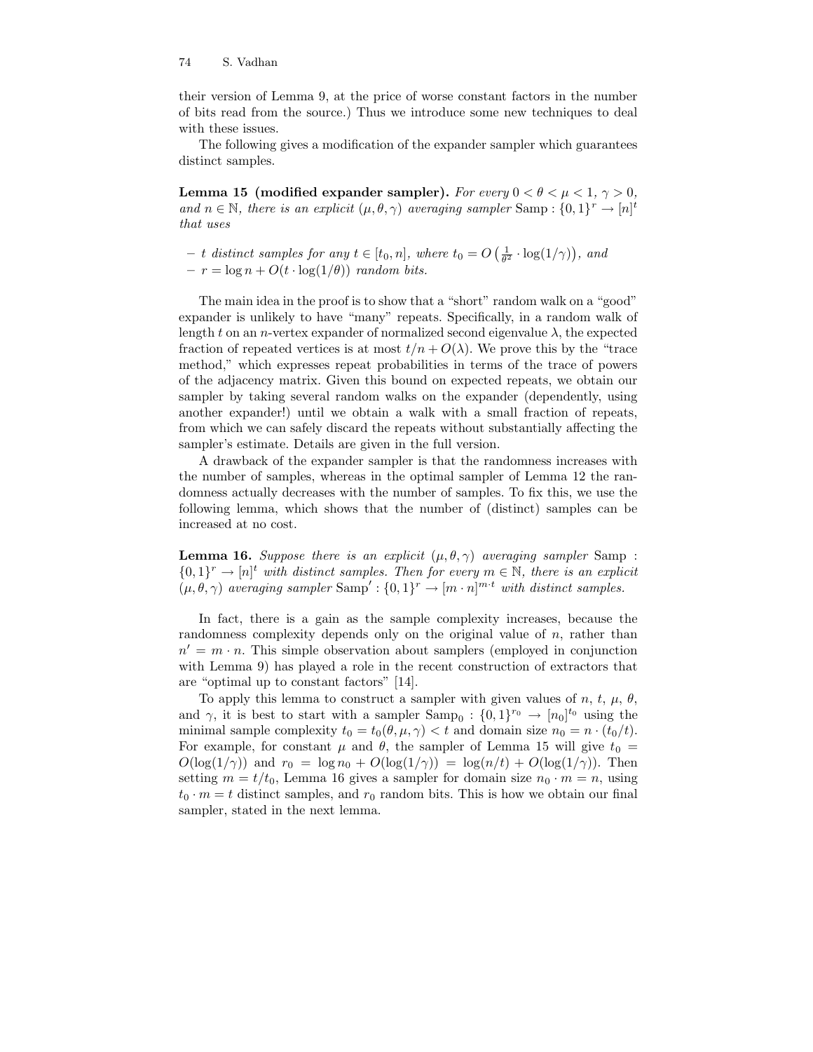their version of Lemma 9, at the price of worse constant factors in the number of bits read from the source.) Thus we introduce some new techniques to deal with these issues.

The following gives a modification of the expander sampler which guarantees distinct samples.

**Lemma 15 (modified expander sampler).** *For every $0 < \theta < \mu < 1$, $\gamma > 0$, and $n \in \mathbb{N}$, there is an explicit $(\mu, \theta, \gamma)$ averaging sampler $\mathrm{Samp} : \{0,1\}^r \to [n]^t$ that uses*

- *$t$ distinct samples for any $t \in [t_0, n]$, where $t_0 = O\left(\frac{1}{\theta^2} \cdot \log(1/\gamma)\right)$, and*
- *$r = \log n + O(t \cdot \log(1/\theta))$ random bits.*

The main idea in the proof is to show that a "short" random walk on a "good" expander is unlikely to have "many" repeats. Specifically, in a random walk of length $t$ on an $n$-vertex expander of normalized second eigenvalue $\lambda$, the expected fraction of repeated vertices is at most $t/n + O(\lambda)$. We prove this by the "trace method," which expresses repeat probabilities in terms of the trace of powers of the adjacency matrix. Given this bound on expected repeats, we obtain our sampler by taking several random walks on the expander (dependently, using another expander!) until we obtain a walk with a small fraction of repeats, from which we can safely discard the repeats without substantially affecting the sampler's estimate. Details are given in the full version.

A drawback of the expander sampler is that the randomness increases with the number of samples, whereas in the optimal sampler of Lemma 12 the randomness actually decreases with the number of samples. To fix this, we use the following lemma, which shows that the number of (distinct) samples can be increased at no cost.

**Lemma 16.** *Suppose there is an explicit $(\mu, \theta, \gamma)$ averaging sampler $\mathrm{Samp} : \{0,1\}^r \to [n]^t$ with distinct samples. Then for every $m \in \mathbb{N}$, there is an explicit $(\mu, \theta, \gamma)$ averaging sampler $\mathrm{Samp}' : \{0,1\}^r \to [m \cdot n]^{m \cdot t}$ with distinct samples.*

In fact, there is a gain as the sample complexity increases, because the randomness complexity depends only on the original value of $n$, rather than $n' = m \cdot n$. This simple observation about samplers (employed in conjunction with Lemma 9) has played a role in the recent construction of extractors that are "optimal up to constant factors" [14].

To apply this lemma to construct a sampler with given values of $n$, $t$, $\mu$, $\theta$, and $\gamma$, it is best to start with a sampler $\mathrm{Samp}_0 : \{0,1\}^{r_0} \to [n_0]^{t_0}$ using the minimal sample complexity $t_0 = t_0(\theta, \mu, \gamma) < t$ and domain size $n_0 = n \cdot (t_0/t)$. For example, for constant $\mu$ and $\theta$, the sampler of Lemma 15 will give $t_0 = O(\log(1/\gamma))$ and $r_0 = \log n_0 + O(\log(1/\gamma)) = \log(n/t) + O(\log(1/\gamma))$. Then setting $m = t/t_0$, Lemma 16 gives a sampler for domain size $n_0 \cdot m = n$, using $t_0 \cdot m = t$ distinct samples, and $r_0$ random bits. This is how we obtain our final sampler, stated in the next lemma.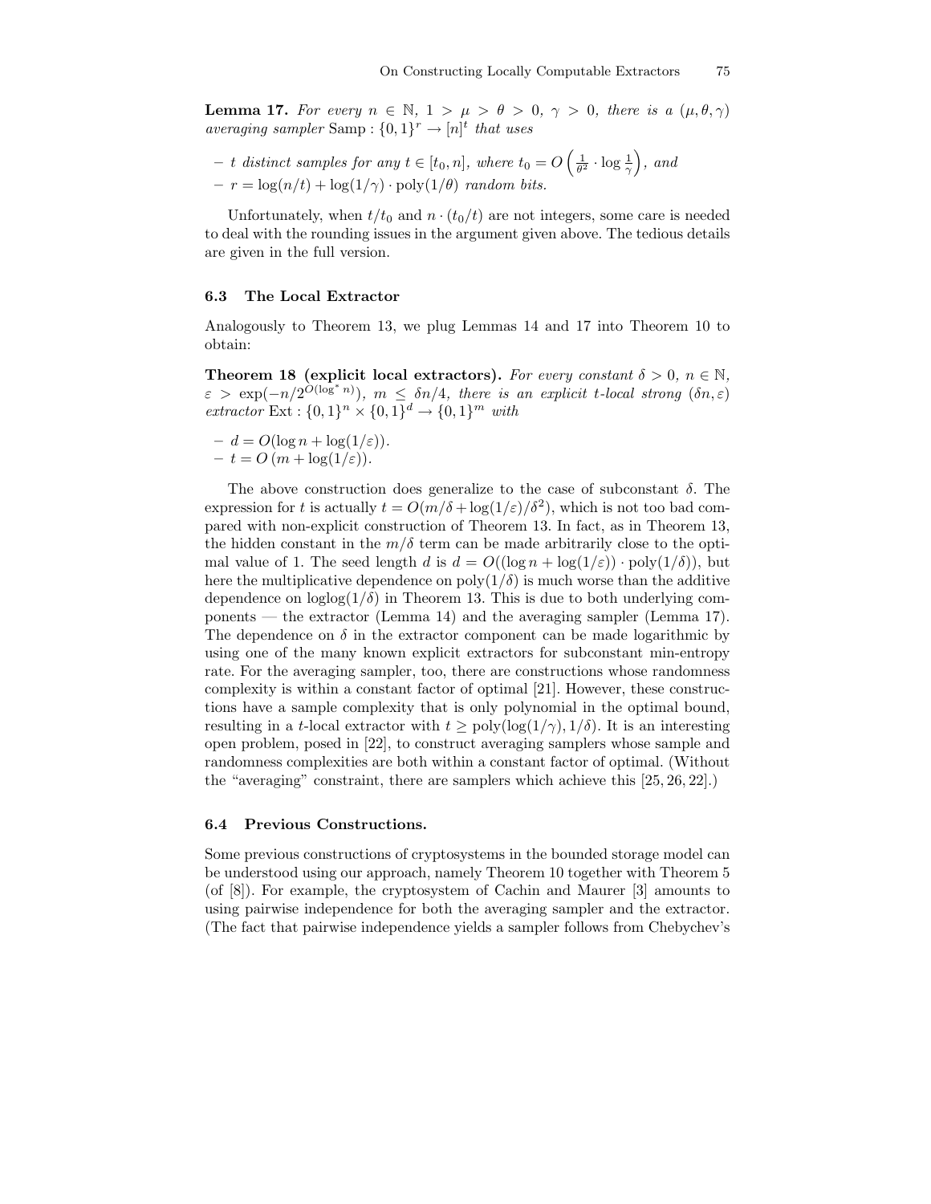**Lemma 17.** *For every $n \in \mathbb{N}$, $1 > \mu > \theta > 0$, $\gamma > 0$, there is a $(\mu, \theta, \gamma)$ averaging sampler* $\mathrm{Samp} : \{0,1\}^r \to [n]^t$ *that uses*

- *$t$ distinct samples for any $t \in [t_0, n]$, where $t_0 = O\left(\frac{1}{\theta^2} \cdot \log \frac{1}{\gamma}\right)$, and*
- *$r = \log(n/t) + \log(1/\gamma) \cdot \mathrm{poly}(1/\theta)$ random bits.*

Unfortunately, when $t/t_0$ and $n \cdot (t_0/t)$ are not integers, some care is needed to deal with the rounding issues in the argument given above. The tedious details are given in the full version.

### 6.3 The Local Extractor

Analogously to Theorem 13, we plug Lemmas 14 and 17 into Theorem 10 to obtain:

**Theorem 18 (explicit local extractors).** *For every constant $\delta > 0$, $n \in \mathbb{N}$, $\varepsilon > \exp(-n/2^{O(\log^* n)})$, $m \leq \delta n/4$, there is an explicit $t$-local strong $(\delta n, \varepsilon)$ extractor* $\mathrm{Ext} : \{0,1\}^n \times \{0,1\}^d \to \{0,1\}^m$ *with*

- $d = O(\log n + \log(1/\varepsilon))$.
- $t = O(m + \log(1/\varepsilon))$.

The above construction does generalize to the case of subconstant $\delta$. The expression for $t$ is actually $t = O(m/\delta + \log(1/\varepsilon)/\delta^2)$, which is not too bad compared with non-explicit construction of Theorem 13. In fact, as in Theorem 13, the hidden constant in the $m/\delta$ term can be made arbitrarily close to the optimal value of 1. The seed length $d$ is $d = O((\log n + \log(1/\varepsilon)) \cdot \mathrm{poly}(1/\delta))$, but here the multiplicative dependence on $\mathrm{poly}(1/\delta)$ is much worse than the additive dependence on $\log\log(1/\delta)$ in Theorem 13. This is due to both underlying components — the extractor (Lemma 14) and the averaging sampler (Lemma 17). The dependence on $\delta$ in the extractor component can be made logarithmic by using one of the many known explicit extractors for subconstant min-entropy rate. For the averaging sampler, too, there are constructions whose randomness complexity is within a constant factor of optimal [21]. However, these constructions have a sample complexity that is only polynomial in the optimal bound, resulting in a $t$-local extractor with $t \geq \mathrm{poly}(\log(1/\gamma), 1/\delta)$. It is an interesting open problem, posed in [22], to construct averaging samplers whose sample and randomness complexities are both within a constant factor of optimal. (Without the "averaging" constraint, there are samplers which achieve this [25, 26, 22].)

### 6.4 Previous Constructions.

Some previous constructions of cryptosystems in the bounded storage model can be understood using our approach, namely Theorem 10 together with Theorem 5 (of [8]). For example, the cryptosystem of Cachin and Maurer [3] amounts to using pairwise independence for both the averaging sampler and the extractor. (The fact that pairwise independence yields a sampler follows from Chebychev's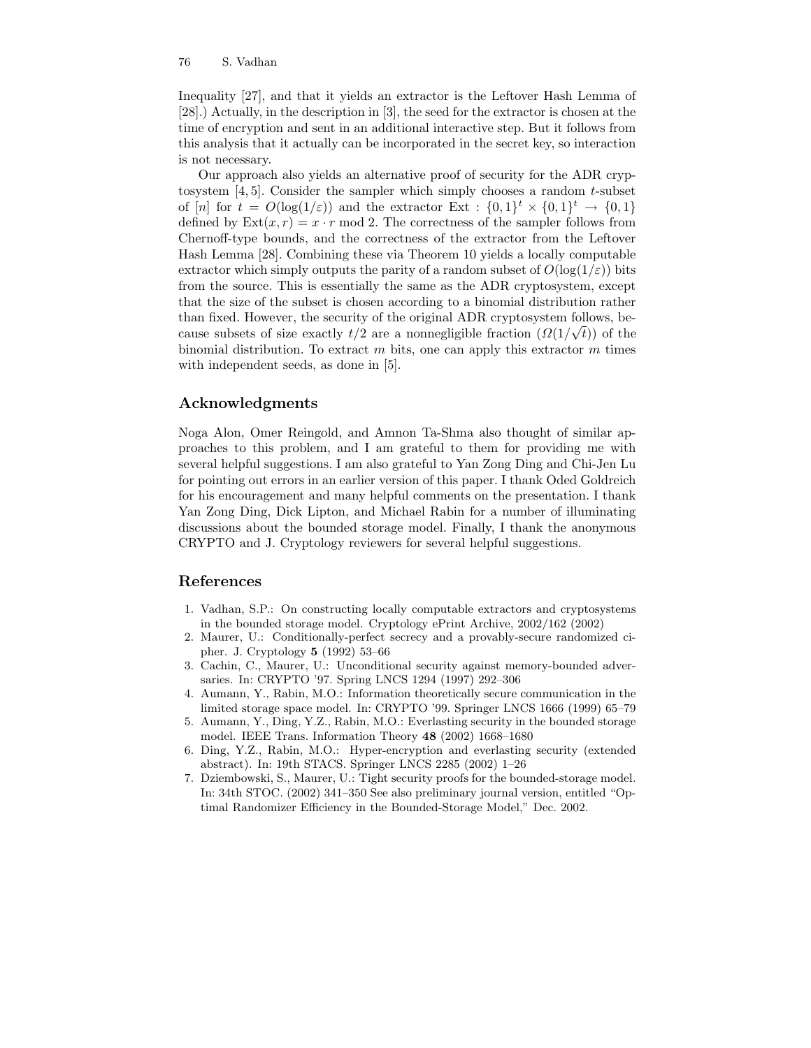Inequality [27], and that it yields an extractor is the Leftover Hash Lemma of [28].) Actually, in the description in [3], the seed for the extractor is chosen at the time of encryption and sent in an additional interactive step. But it follows from this analysis that it actually can be incorporated in the secret key, so interaction is not necessary.

Our approach also yields an alternative proof of security for the ADR cryptosystem [4, 5]. Consider the sampler which simply chooses a random $t$-subset of $[n]$ for $t = O(\log(1/\varepsilon))$ and the extractor $\mathrm{Ext} : \{0,1\}^t \times \{0,1\}^t \to \{0,1\}$ defined by $\mathrm{Ext}(x, r) = x \cdot r \bmod 2$. The correctness of the sampler follows from Chernoff-type bounds, and the correctness of the extractor from the Leftover Hash Lemma [28]. Combining these via Theorem 10 yields a locally computable extractor which simply outputs the parity of a random subset of $O(\log(1/\varepsilon))$ bits from the source. This is essentially the same as the ADR cryptosystem, except that the size of the subset is chosen according to a binomial distribution rather than fixed. However, the security of the original ADR cryptosystem follows, because subsets of size exactly $t/2$ are a nonnegligible fraction ($\Omega(1/\sqrt{t})$) of the binomial distribution. To extract $m$ bits, one can apply this extractor $m$ times with independent seeds, as done in [5].

## Acknowledgments

Noga Alon, Omer Reingold, and Amnon Ta-Shma also thought of similar approaches to this problem, and I am grateful to them for providing me with several helpful suggestions. I am also grateful to Yan Zong Ding and Chi-Jen Lu for pointing out errors in an earlier version of this paper. I thank Oded Goldreich for his encouragement and many helpful comments on the presentation. I thank Yan Zong Ding, Dick Lipton, and Michael Rabin for a number of illuminating discussions about the bounded storage model. Finally, I thank the anonymous CRYPTO and J. Cryptology reviewers for several helpful suggestions.

## References

1. Vadhan, S.P.: On constructing locally computable extractors and cryptosystems in the bounded storage model. Cryptology ePrint Archive, 2002/162 (2002)
2. Maurer, U.: Conditionally-perfect secrecy and a provably-secure randomized cipher. J. Cryptology **5** (1992) 53–66
3. Cachin, C., Maurer, U.: Unconditional security against memory-bounded adversaries. In: CRYPTO '97. Spring LNCS 1294 (1997) 292–306
4. Aumann, Y., Rabin, M.O.: Information theoretically secure communication in the limited storage space model. In: CRYPTO '99. Springer LNCS 1666 (1999) 65–79
5. Aumann, Y., Ding, Y.Z., Rabin, M.O.: Everlasting security in the bounded storage model. IEEE Trans. Information Theory **48** (2002) 1668–1680
6. Ding, Y.Z., Rabin, M.O.: Hyper-encryption and everlasting security (extended abstract). In: 19th STACS. Springer LNCS 2285 (2002) 1–26
7. Dziembowski, S., Maurer, U.: Tight security proofs for the bounded-storage model. In: 34th STOC. (2002) 341–350 See also preliminary journal version, entitled "Optimal Randomizer Efficiency in the Bounded-Storage Model," Dec. 2002.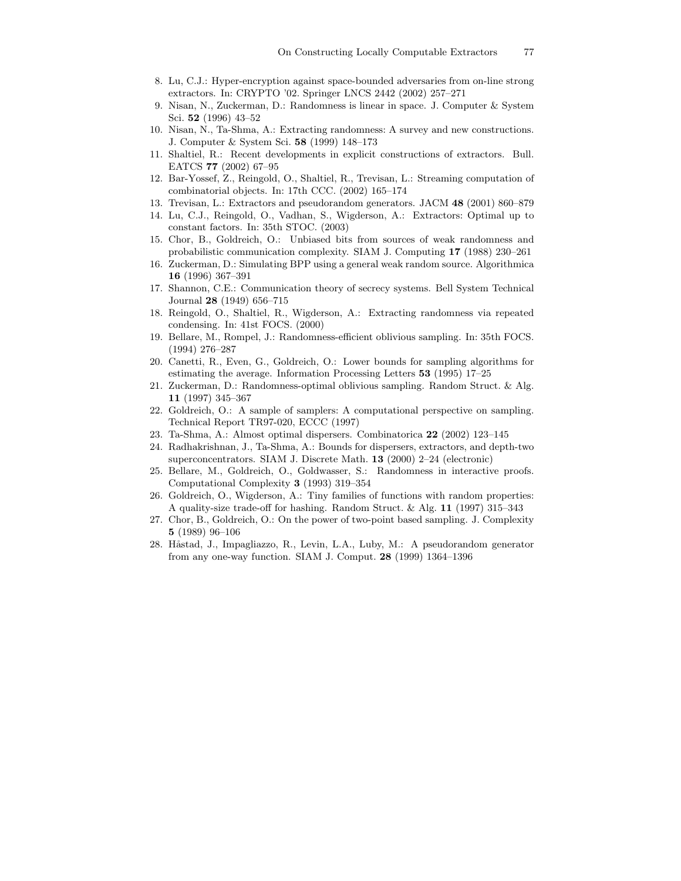8. Lu, C.J.: Hyper-encryption against space-bounded adversaries from on-line strong extractors. In: CRYPTO '02. Springer LNCS 2442 (2002) 257–271
9. Nisan, N., Zuckerman, D.: Randomness is linear in space. J. Computer & System Sci. **52** (1996) 43–52
10. Nisan, N., Ta-Shma, A.: Extracting randomness: A survey and new constructions. J. Computer & System Sci. **58** (1999) 148–173
11. Shaltiel, R.: Recent developments in explicit constructions of extractors. Bull. EATCS **77** (2002) 67–95
12. Bar-Yossef, Z., Reingold, O., Shaltiel, R., Trevisan, L.: Streaming computation of combinatorial objects. In: 17th CCC. (2002) 165–174
13. Trevisan, L.: Extractors and pseudorandom generators. JACM **48** (2001) 860–879
14. Lu, C.J., Reingold, O., Vadhan, S., Wigderson, A.: Extractors: Optimal up to constant factors. In: 35th STOC. (2003)
15. Chor, B., Goldreich, O.: Unbiased bits from sources of weak randomness and probabilistic communication complexity. SIAM J. Computing **17** (1988) 230–261
16. Zuckerman, D.: Simulating BPP using a general weak random source. Algorithmica **16** (1996) 367–391
17. Shannon, C.E.: Communication theory of secrecy systems. Bell System Technical Journal **28** (1949) 656–715
18. Reingold, O., Shaltiel, R., Wigderson, A.: Extracting randomness via repeated condensing. In: 41st FOCS. (2000)
19. Bellare, M., Rompel, J.: Randomness-efficient oblivious sampling. In: 35th FOCS. (1994) 276–287
20. Canetti, R., Even, G., Goldreich, O.: Lower bounds for sampling algorithms for estimating the average. Information Processing Letters **53** (1995) 17–25
21. Zuckerman, D.: Randomness-optimal oblivious sampling. Random Struct. & Alg. **11** (1997) 345–367
22. Goldreich, O.: A sample of samplers: A computational perspective on sampling. Technical Report TR97-020, ECCC (1997)
23. Ta-Shma, A.: Almost optimal dispersers. Combinatorica **22** (2002) 123–145
24. Radhakrishnan, J., Ta-Shma, A.: Bounds for dispersers, extractors, and depth-two superconcentrators. SIAM J. Discrete Math. **13** (2000) 2–24 (electronic)
25. Bellare, M., Goldreich, O., Goldwasser, S.: Randomness in interactive proofs. Computational Complexity **3** (1993) 319–354
26. Goldreich, O., Wigderson, A.: Tiny families of functions with random properties: A quality-size trade-off for hashing. Random Struct. & Alg. **11** (1997) 315–343
27. Chor, B., Goldreich, O.: On the power of two-point based sampling. J. Complexity **5** (1989) 96–106
28. Håstad, J., Impagliazzo, R., Levin, L.A., Luby, M.: A pseudorandom generator from any one-way function. SIAM J. Comput. **28** (1999) 1364–1396